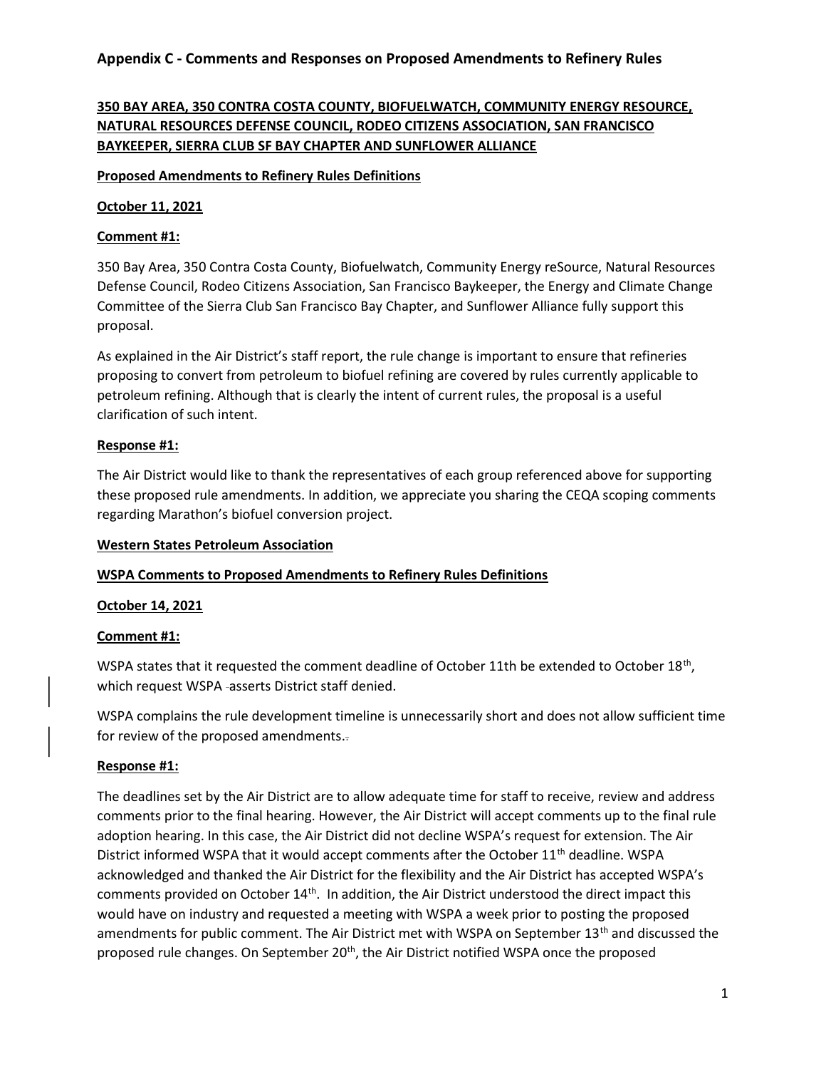## Appendix C - Comments and Responses on Proposed Amendments to Refinery Rules

**350 BAY AREA, 350 CONTRA COSTA COUNTY, BIOFUELWATCH, COMMUNITY ENERGY RESOURCE, NATURAL RESOURCES DEFENSE COUNCIL, RODEO CITIZENS ASSOCIATION, SAN FRANCISCO BAYKEEPER, SIERRA CLUB SF BAY CHAPTER AND SUNFLOWER ALLIANCE**

**Proposed Amendments to Refinery Rules Definitions**

**October 11, 2021**

**Comment #1:**

350 Bay Area, 350 Contra Costa County, Biofuelwatch, Community Energy reSource, Natural Resources Defense Council, Rodeo Citizens Association, San Francisco Baykeeper, the Energy and Climate Change Committee of the Sierra Club San Francisco Bay Chapter, and Sunflower Alliance fully support this proposal.

As explained in the Air District's staff report, the rule change is important to ensure that refineries proposing to convert from petroleum to biofuel refining are covered by rules currently applicable to petroleum refining. Although that is clearly the intent of current rules, the proposal is a useful clarification of such intent.

**Response #1:**

The Air District would like to thank the representatives of each group referenced above for supporting these proposed rule amendments. In addition, we appreciate you sharing the CEQA scoping comments regarding Marathon's biofuel conversion project.

**Western States Petroleum Association**

**WSPA Comments to Proposed Amendments to Refinery Rules Definitions**

**October 14, 2021**

**Comment #1:**

WSPA states that it requested the comment deadline of October 11th be extended to October 18th, which request WSPA asserts District staff denied.

WSPA complains the rule development timeline is unnecessarily short and does not allow sufficient time for review of the proposed amendments.

**Response #1:**

The deadlines set by the Air District are to allow adequate time for staff to receive, review and address comments prior to the final hearing. However, the Air District will accept comments up to the final rule adoption hearing. In this case, the Air District did not decline WSPA's request for extension. The Air District informed WSPA that it would accept comments after the October 11th deadline. WSPA acknowledged and thanked the Air District for the flexibility and the Air District has accepted WSPA's comments provided on October 14th. In addition, the Air District understood the direct impact this would have on industry and requested a meeting with WSPA a week prior to posting the proposed amendments for public comment. The Air District met with WSPA on September 13th and discussed the proposed rule changes. On September 20th, the Air District notified WSPA once the proposed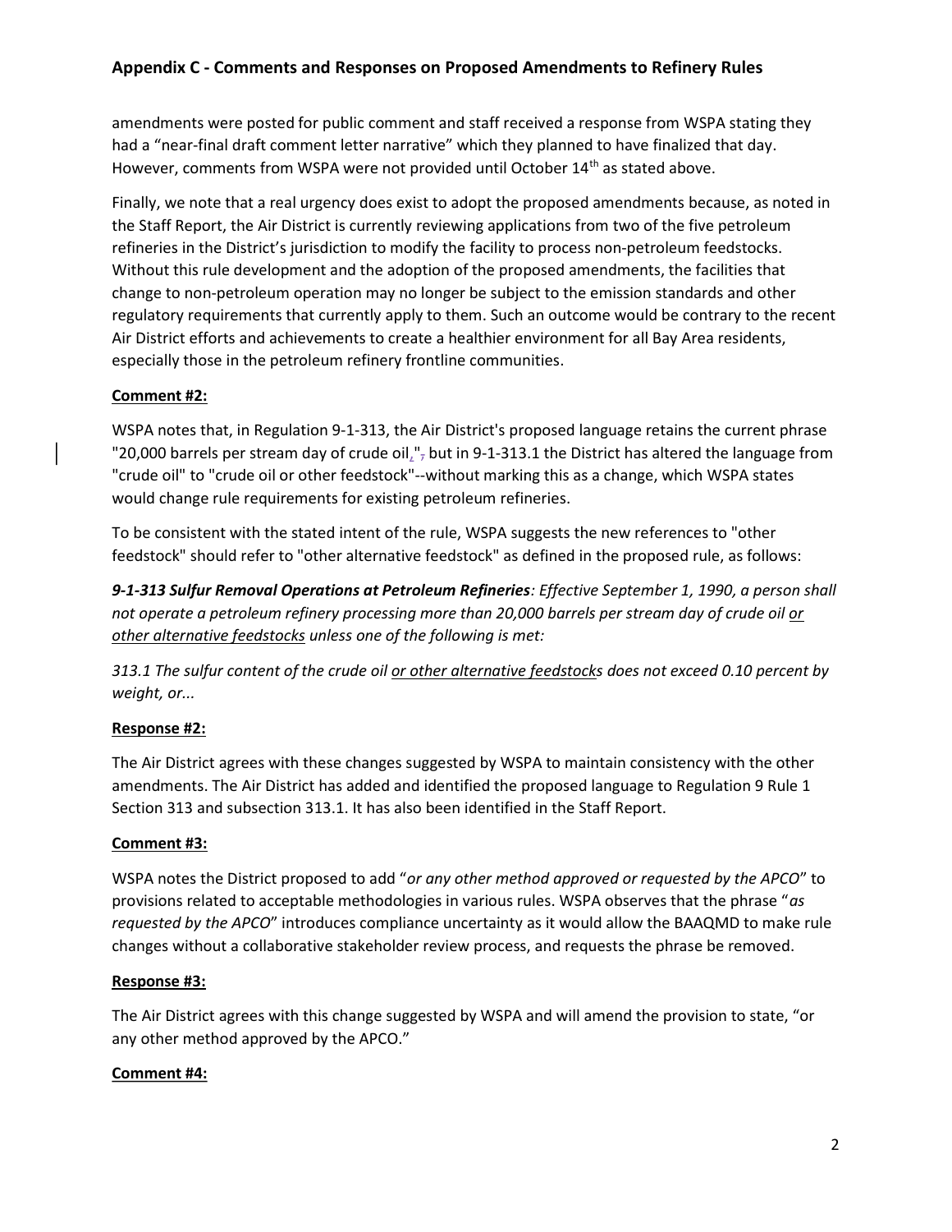amendments were posted for public comment and staff received a response from WSPA stating they had a "near-final draft comment letter narrative" which they planned to have finalized that day. However, comments from WSPA were not provided until October 14th as stated above.

Finally, we note that a real urgency does exist to adopt the proposed amendments because, as noted in the Staff Report, the Air District is currently reviewing applications from two of the five petroleum refineries in the District's jurisdiction to modify the facility to process non-petroleum feedstocks. Without this rule development and the adoption of the proposed amendments, the facilities that change to non-petroleum operation may no longer be subject to the emission standards and other regulatory requirements that currently apply to them. Such an outcome would be contrary to the recent Air District efforts and achievements to create a healthier environment for all Bay Area residents, especially those in the petroleum refinery frontline communities.

**Comment #2:**

WSPA notes that, in Regulation 9-1-313, the Air District's proposed language retains the current phrase "20,000 barrels per stream day of crude oil," but in 9-1-313.1 the District has altered the language from "crude oil" to "crude oil or other feedstock"--without marking this as a change, which WSPA states would change rule requirements for existing petroleum refineries.

To be consistent with the stated intent of the rule, WSPA suggests the new references to "other feedstock" should refer to "other alternative feedstock" as defined in the proposed rule, as follows:

***9-1-313 Sulfur Removal Operations at Petroleum Refineries**: Effective September 1, 1990, a person shall not operate a petroleum refinery processing more than 20,000 barrels per stream day of crude oil <u>or other alternative feedstocks</u> unless one of the following is met:*

*313.1 The sulfur content of the crude oil <u>or other alternative feedstocks</u> does not exceed 0.10 percent by weight, or...*

**Response #2:**

The Air District agrees with these changes suggested by WSPA to maintain consistency with the other amendments. The Air District has added and identified the proposed language to Regulation 9 Rule 1 Section 313 and subsection 313.1. It has also been identified in the Staff Report.

**Comment #3:**

WSPA notes the District proposed to add "*or any other method approved or requested by the APCO*" to provisions related to acceptable methodologies in various rules. WSPA observes that the phrase "*as requested by the APCO*" introduces compliance uncertainty as it would allow the BAAQMD to make rule changes without a collaborative stakeholder review process, and requests the phrase be removed.

**Response #3:**

The Air District agrees with this change suggested by WSPA and will amend the provision to state, "or any other method approved by the APCO."

**Comment #4:**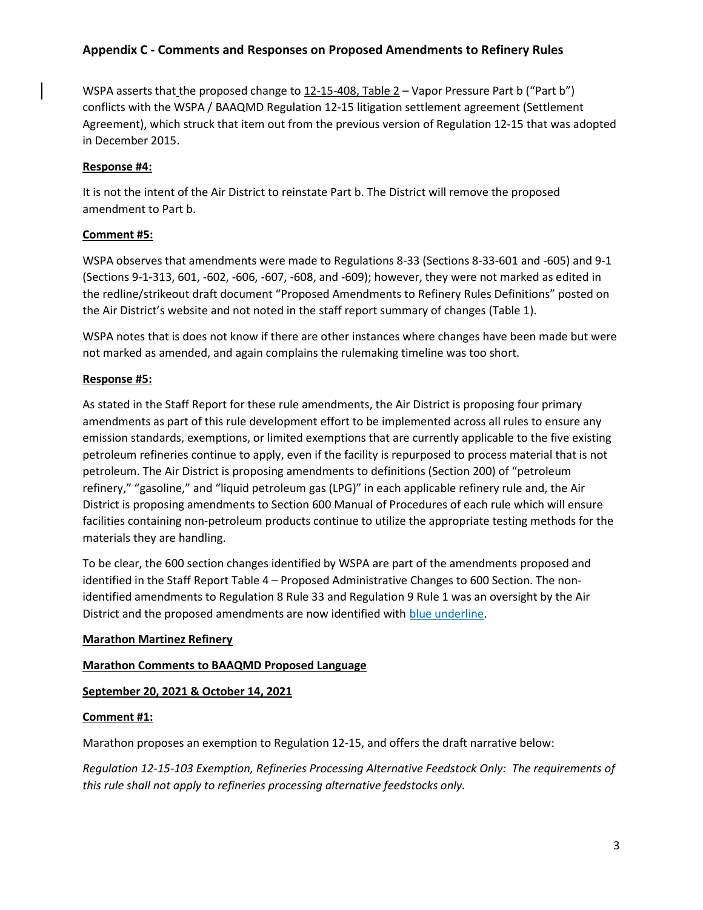## Appendix C - Comments and Responses on Proposed Amendments to Refinery Rules

WSPA asserts that the proposed change to 12-15-408, Table 2 – Vapor Pressure Part b ("Part b") conflicts with the WSPA / BAAQMD Regulation 12-15 litigation settlement agreement (Settlement Agreement), which struck that item out from the previous version of Regulation 12-15 that was adopted in December 2015.

**Response #4:**

It is not the intent of the Air District to reinstate Part b. The District will remove the proposed amendment to Part b.

**Comment #5:**

WSPA observes that amendments were made to Regulations 8-33 (Sections 8-33-601 and -605) and 9-1 (Sections 9-1-313, 601, -602, -606, -607, -608, and -609); however, they were not marked as edited in the redline/strikeout draft document "Proposed Amendments to Refinery Rules Definitions" posted on the Air District's website and not noted in the staff report summary of changes (Table 1).

WSPA notes that is does not know if there are other instances where changes have been made but were not marked as amended, and again complains the rulemaking timeline was too short.

**Response #5:**

As stated in the Staff Report for these rule amendments, the Air District is proposing four primary amendments as part of this rule development effort to be implemented across all rules to ensure any emission standards, exemptions, or limited exemptions that are currently applicable to the five existing petroleum refineries continue to apply, even if the facility is repurposed to process material that is not petroleum. The Air District is proposing amendments to definitions (Section 200) of "petroleum refinery," "gasoline," and "liquid petroleum gas (LPG)" in each applicable refinery rule and, the Air District is proposing amendments to Section 600 Manual of Procedures of each rule which will ensure facilities containing non-petroleum products continue to utilize the appropriate testing methods for the materials they are handling.

To be clear, the 600 section changes identified by WSPA are part of the amendments proposed and identified in the Staff Report Table 4 – Proposed Administrative Changes to 600 Section. The non-identified amendments to Regulation 8 Rule 33 and Regulation 9 Rule 1 was an oversight by the Air District and the proposed amendments are now identified with blue underline.

**Marathon Martinez Refinery**

**Marathon Comments to BAAQMD Proposed Language**

**September 20, 2021 & October 14, 2021**

**Comment #1:**

Marathon proposes an exemption to Regulation 12-15, and offers the draft narrative below:

*Regulation 12-15-103 Exemption, Refineries Processing Alternative Feedstock Only: The requirements of this rule shall not apply to refineries processing alternative feedstocks only.*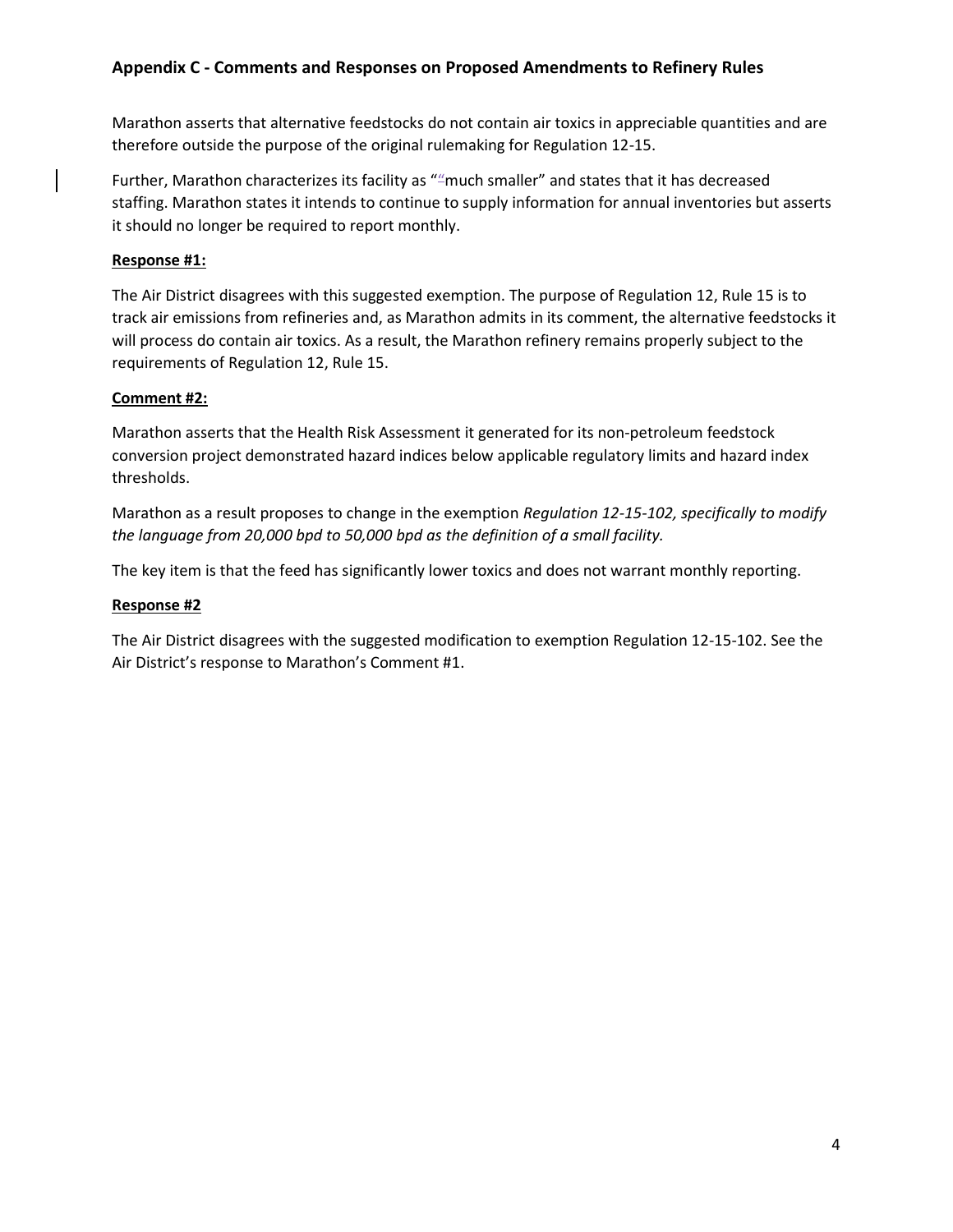## Appendix C - Comments and Responses on Proposed Amendments to Refinery Rules

Marathon asserts that alternative feedstocks do not contain air toxics in appreciable quantities and are therefore outside the purpose of the original rulemaking for Regulation 12-15.

Further, Marathon characterizes its facility as "much smaller" and states that it has decreased staffing. Marathon states it intends to continue to supply information for annual inventories but asserts it should no longer be required to report monthly.

**Response #1:**

The Air District disagrees with this suggested exemption. The purpose of Regulation 12, Rule 15 is to track air emissions from refineries and, as Marathon admits in its comment, the alternative feedstocks it will process do contain air toxics. As a result, the Marathon refinery remains properly subject to the requirements of Regulation 12, Rule 15.

**Comment #2:**

Marathon asserts that the Health Risk Assessment it generated for its non-petroleum feedstock conversion project demonstrated hazard indices below applicable regulatory limits and hazard index thresholds.

Marathon as a result proposes to change in the exemption *Regulation 12-15-102, specifically to modify the language from 20,000 bpd to 50,000 bpd as the definition of a small facility.*

The key item is that the feed has significantly lower toxics and does not warrant monthly reporting.

**Response #2**

The Air District disagrees with the suggested modification to exemption Regulation 12-15-102. See the Air District's response to Marathon's Comment #1.